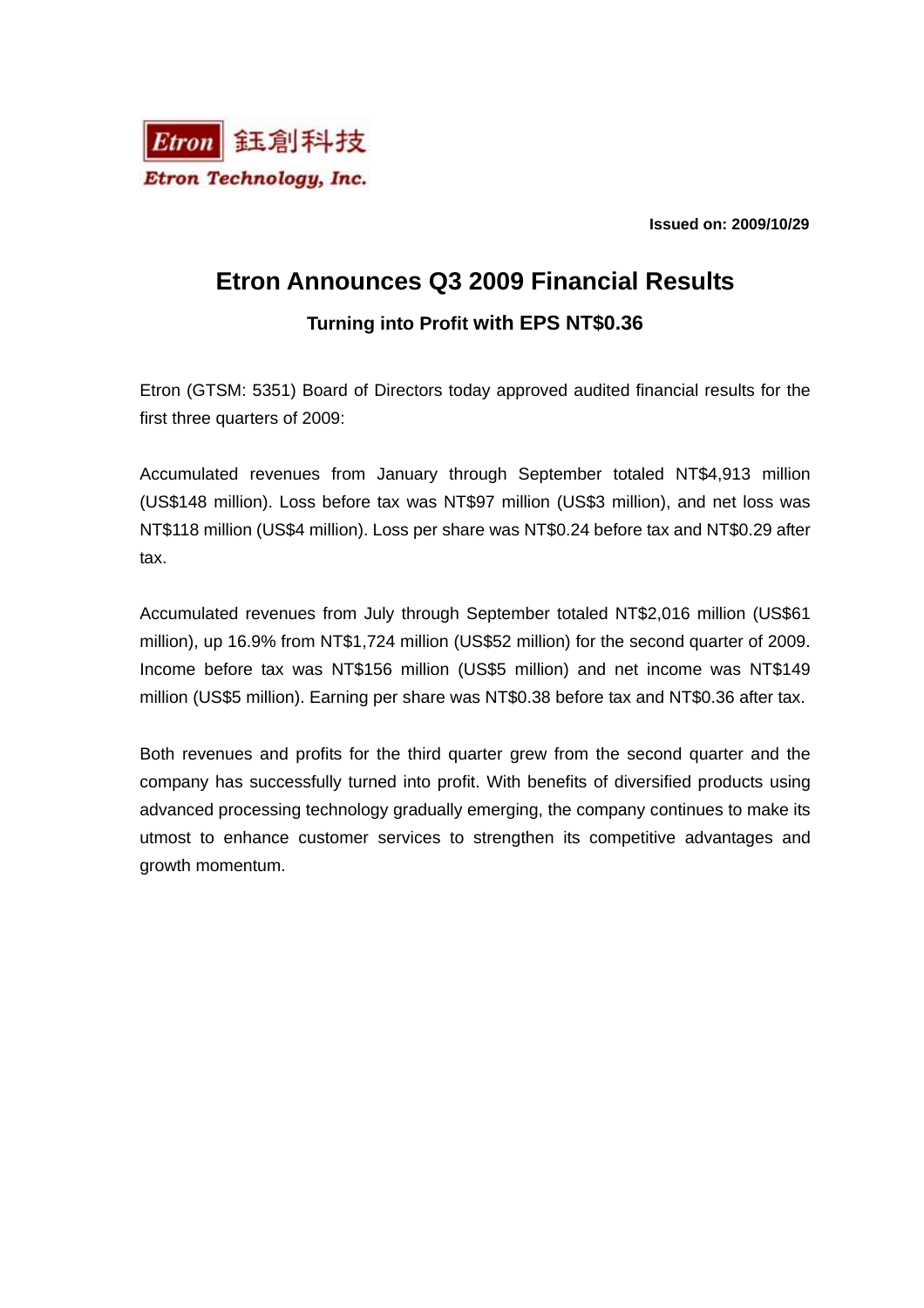Etron 鈺創科技

Etron Technology, Inc.

**Issued on: 2009/10/29**

# Etron Announces Q3 2009 Financial Results

## Turning into Profit with EPS NT$0.36

Etron (GTSM: 5351) Board of Directors today approved audited financial results for the first three quarters of 2009:

Accumulated revenues from January through September totaled NT$4,913 million (US$148 million). Loss before tax was NT$97 million (US$3 million), and net loss was NT$118 million (US$4 million). Loss per share was NT$0.24 before tax and NT$0.29 after tax.

Accumulated revenues from July through September totaled NT$2,016 million (US$61 million), up 16.9% from NT$1,724 million (US$52 million) for the second quarter of 2009. Income before tax was NT$156 million (US$5 million) and net income was NT$149 million (US$5 million). Earning per share was NT$0.38 before tax and NT$0.36 after tax.

Both revenues and profits for the third quarter grew from the second quarter and the company has successfully turned into profit. With benefits of diversified products using advanced processing technology gradually emerging, the company continues to make its utmost to enhance customer services to strengthen its competitive advantages and growth momentum.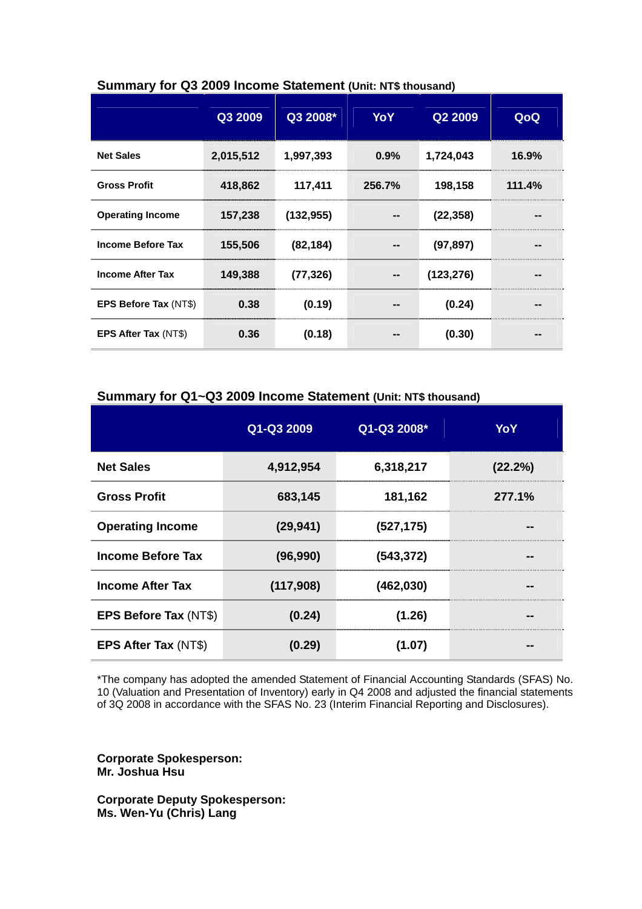## Summary for Q3 2009 Income Statement (Unit: NT$ thousand)

| | Q3 2009 | Q3 2008* | YoY | Q2 2009 | QoQ |
|---|---|---|---|---|---|
| **Net Sales** | 2,015,512 | 1,997,393 | 0.9% | 1,724,043 | 16.9% |
| **Gross Profit** | 418,862 | 117,411 | 256.7% | 198,158 | 111.4% |
| **Operating Income** | 157,238 | (132,955) | -- | (22,358) | -- |
| **Income Before Tax** | 155,506 | (82,184) | -- | (97,897) | -- |
| **Income After Tax** | 149,388 | (77,326) | -- | (123,276) | -- |
| **EPS Before Tax** (NT$) | 0.38 | (0.19) | -- | (0.24) | -- |
| **EPS After Tax** (NT$) | 0.36 | (0.18) | -- | (0.30) | -- |

## Summary for Q1~Q3 2009 Income Statement (Unit: NT$ thousand)

| | Q1-Q3 2009 | Q1-Q3 2008* | YoY |
|---|---|---|---|
| **Net Sales** | 4,912,954 | 6,318,217 | (22.2%) |
| **Gross Profit** | 683,145 | 181,162 | 277.1% |
| **Operating Income** | (29,941) | (527,175) | -- |
| **Income Before Tax** | (96,990) | (543,372) | -- |
| **Income After Tax** | (117,908) | (462,030) | -- |
| **EPS Before Tax** (NT$) | (0.24) | (1.26) | -- |
| **EPS After Tax** (NT$) | (0.29) | (1.07) | -- |

*The company has adopted the amended Statement of Financial Accounting Standards (SFAS) No. 10 (Valuation and Presentation of Inventory) early in Q4 2008 and adjusted the financial statements of 3Q 2008 in accordance with the SFAS No. 23 (Interim Financial Reporting and Disclosures).

**Corporate Spokesperson:**
**Mr. Joshua Hsu**

**Corporate Deputy Spokesperson:**
**Ms. Wen-Yu (Chris) Lang**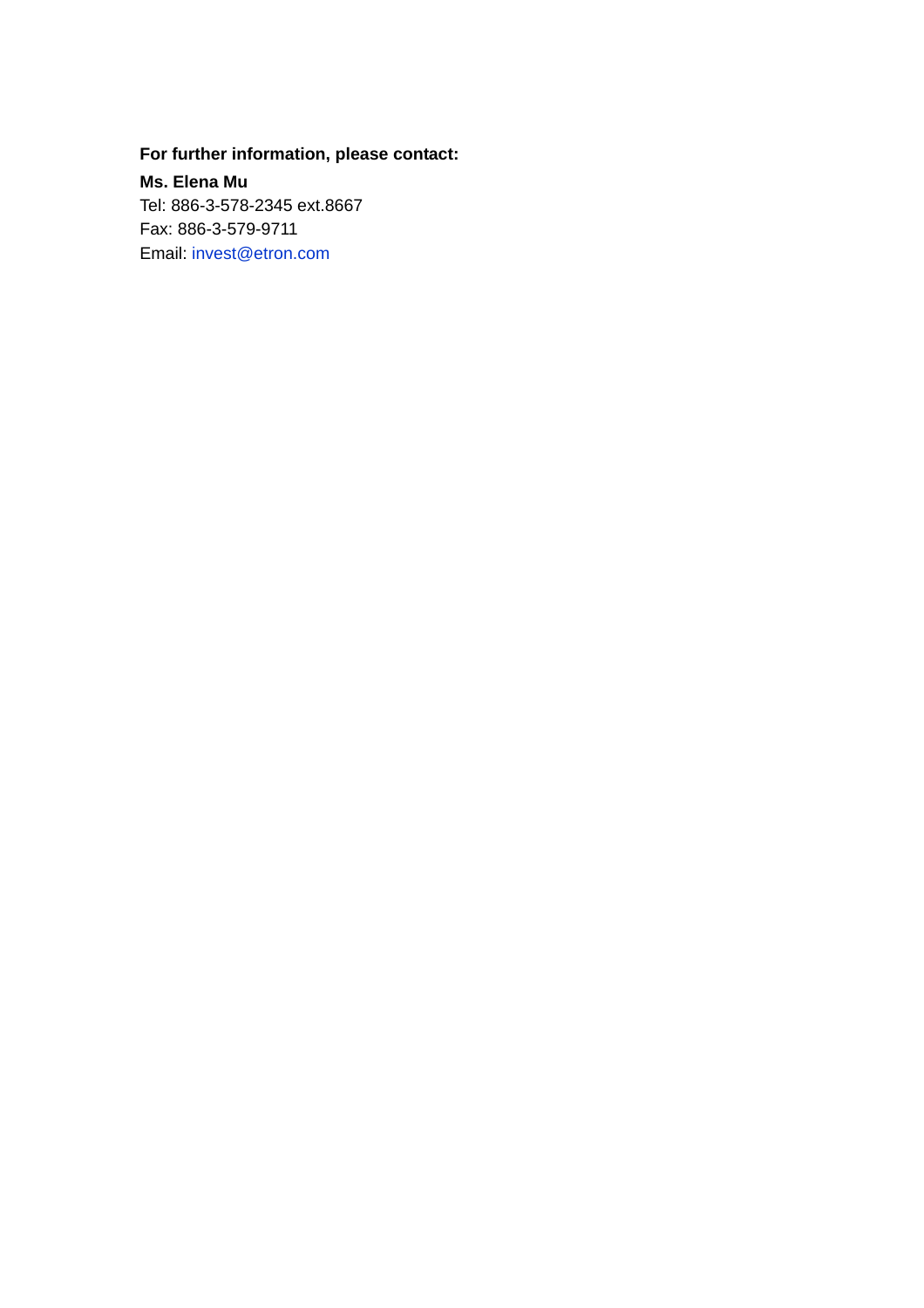**For further information, please contact:**

**Ms. Elena Mu**
Tel: 886-3-578-2345 ext.8667
Fax: 886-3-579-9711
Email: invest@etron.com